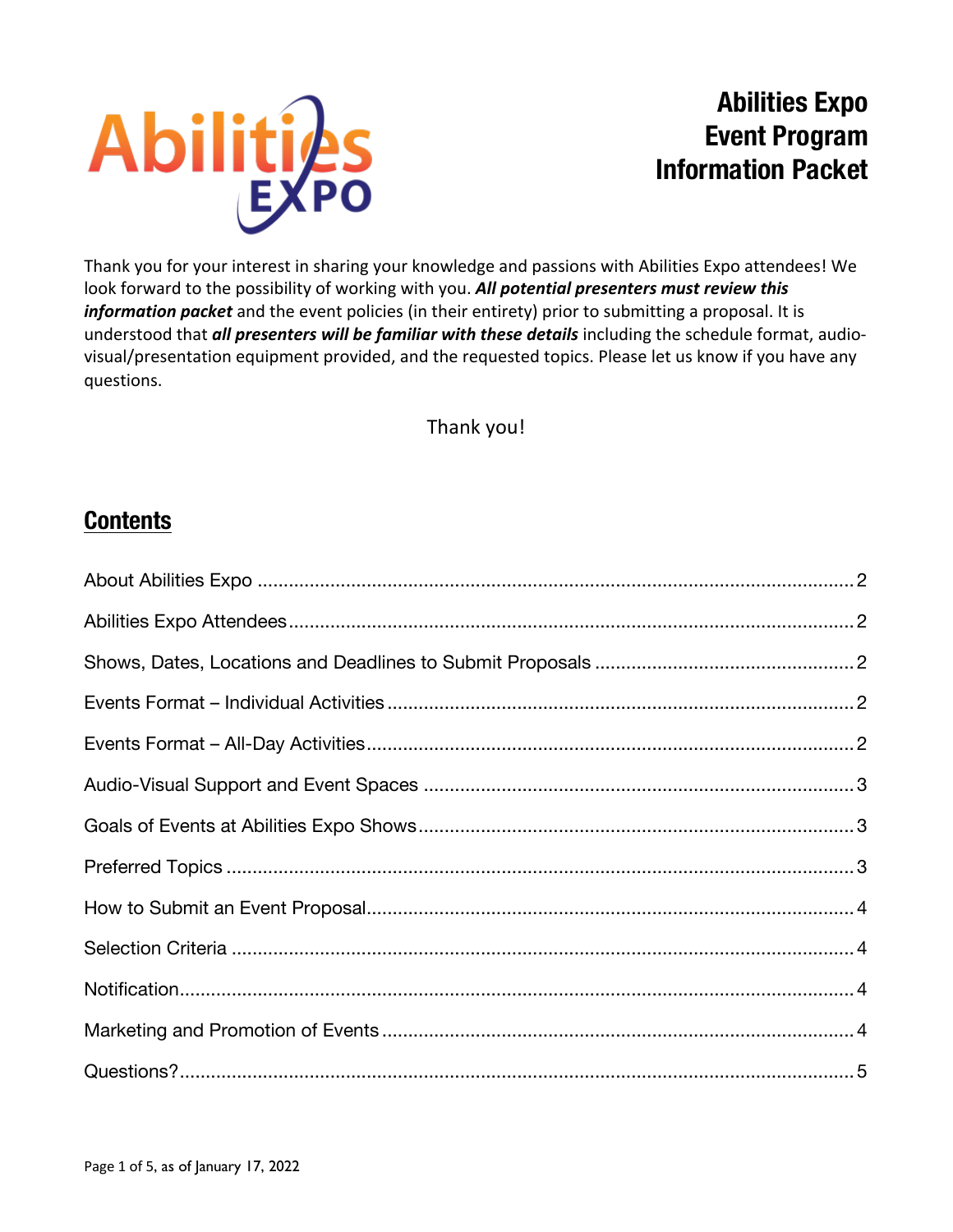# Abilities Expo Event Program Information Packet

Thank you for your interest in sharing your knowledge and passions with Abilities Expo attendees! We look forward to the possibility of working with you. ***All potential presenters must review this information packet*** and the event policies (in their entirety) prior to submitting a proposal. It is understood that ***all presenters will be familiar with these details*** including the schedule format, audio-visual/presentation equipment provided, and the requested topics. Please let us know if you have any questions.

Thank you!

## Contents

About Abilities Expo ........ 2

Abilities Expo Attendees ........ 2

Shows, Dates, Locations and Deadlines to Submit Proposals ........ 2

Events Format – Individual Activities ........ 2

Events Format – All-Day Activities ........ 2

Audio-Visual Support and Event Spaces ........ 3

Goals of Events at Abilities Expo Shows ........ 3

Preferred Topics ........ 3

How to Submit an Event Proposal ........ 4

Selection Criteria ........ 4

Notification ........ 4

Marketing and Promotion of Events ........ 4

Questions? ........ 5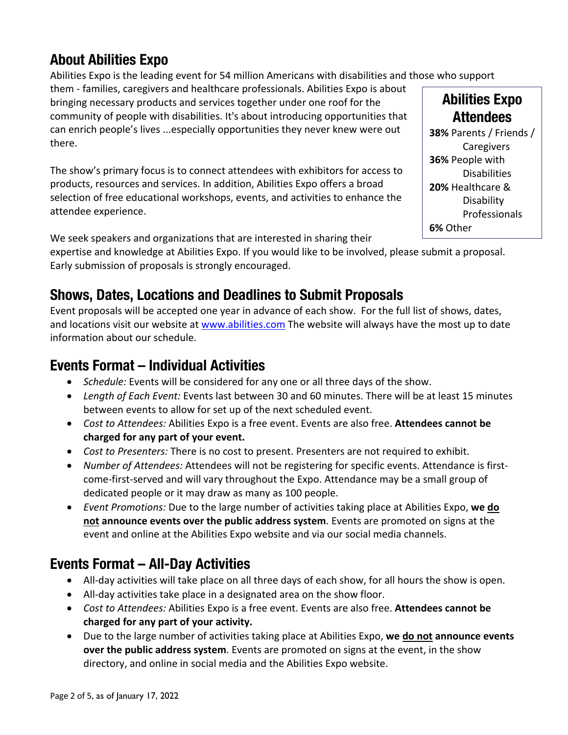## About Abilities Expo

Abilities Expo is the leading event for 54 million Americans with disabilities and those who support them - families, caregivers and healthcare professionals. Abilities Expo is about bringing necessary products and services together under one roof for the community of people with disabilities. It's about introducing opportunities that can enrich people's lives ...especially opportunities they never knew were out there.

The show's primary focus is to connect attendees with exhibitors for access to products, resources and services. In addition, Abilities Expo offers a broad selection of free educational workshops, events, and activities to enhance the attendee experience.

We seek speakers and organizations that are interested in sharing their expertise and knowledge at Abilities Expo. If you would like to be involved, please submit a proposal. Early submission of proposals is strongly encouraged.

### Abilities Expo Attendees

**38%** Parents / Friends / Caregivers
**36%** People with Disabilities
**20%** Healthcare & Disability Professionals
**6%** Other

## Shows, Dates, Locations and Deadlines to Submit Proposals

Event proposals will be accepted one year in advance of each show. For the full list of shows, dates, and locations visit our website at [www.abilities.com](http://www.abilities.com) The website will always have the most up to date information about our schedule.

## Events Format – Individual Activities

- *Schedule:* Events will be considered for any one or all three days of the show.
- *Length of Each Event:* Events last between 30 and 60 minutes. There will be at least 15 minutes between events to allow for set up of the next scheduled event.
- *Cost to Attendees:* Abilities Expo is a free event. Events are also free. **Attendees cannot be charged for any part of your event.**
- *Cost to Presenters:* There is no cost to present. Presenters are not required to exhibit.
- *Number of Attendees:* Attendees will not be registering for specific events. Attendance is first-come-first-served and will vary throughout the Expo. Attendance may be a small group of dedicated people or it may draw as many as 100 people.
- *Event Promotions:* Due to the large number of activities taking place at Abilities Expo, **we <u>do not</u> announce events over the public address system**. Events are promoted on signs at the event and online at the Abilities Expo website and via our social media channels.

## Events Format – All-Day Activities

- All-day activities will take place on all three days of each show, for all hours the show is open.
- All-day activities take place in a designated area on the show floor.
- *Cost to Attendees:* Abilities Expo is a free event. Events are also free. **Attendees cannot be charged for any part of your activity.**
- Due to the large number of activities taking place at Abilities Expo, **we <u>do not</u> announce events over the public address system**. Events are promoted on signs at the event, in the show directory, and online in social media and the Abilities Expo website.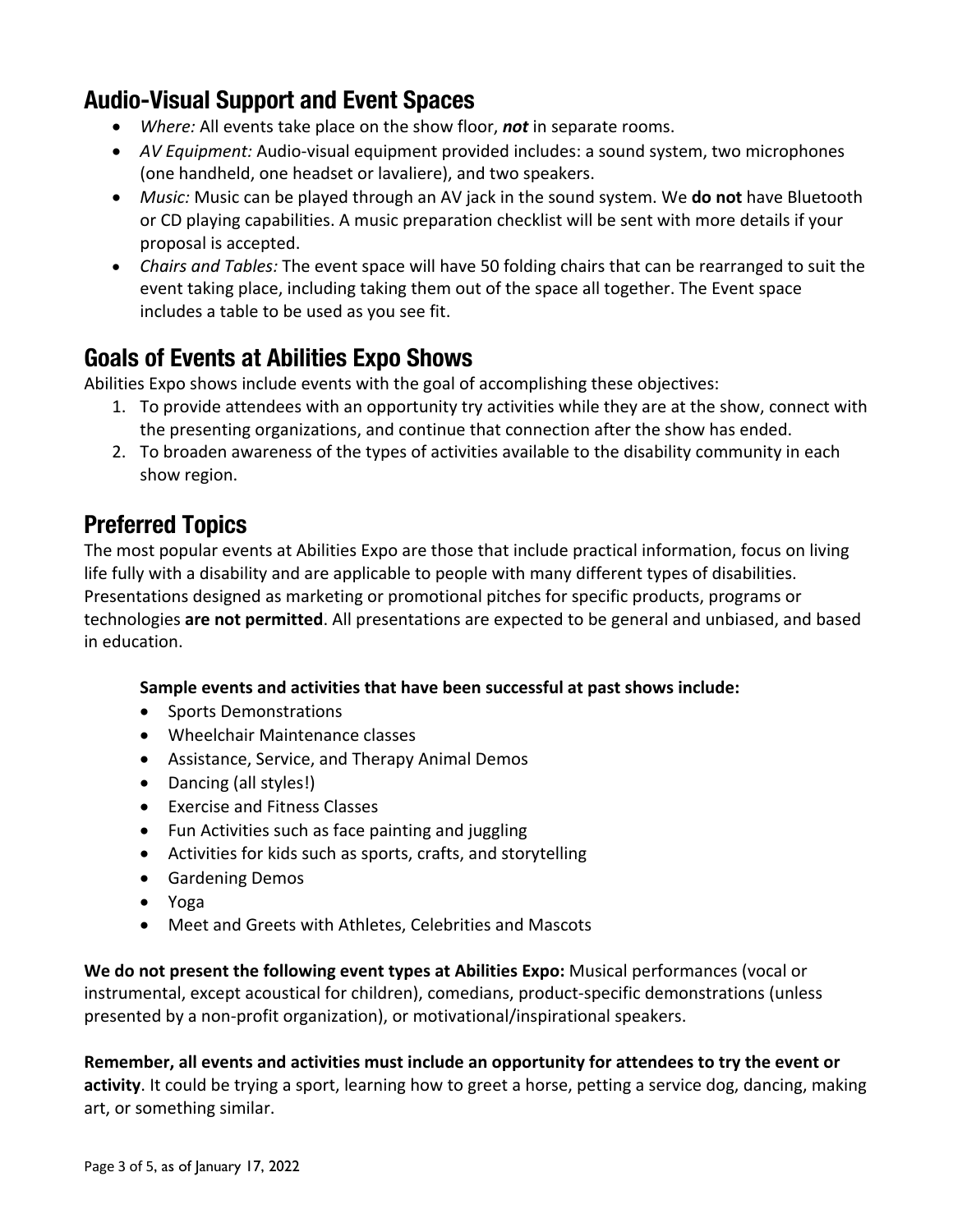## Audio-Visual Support and Event Spaces

- *Where:* All events take place on the show floor, ***not*** in separate rooms.
- *AV Equipment:* Audio-visual equipment provided includes: a sound system, two microphones (one handheld, one headset or lavaliere), and two speakers.
- *Music:* Music can be played through an AV jack in the sound system. We **do not** have Bluetooth or CD playing capabilities. A music preparation checklist will be sent with more details if your proposal is accepted.
- *Chairs and Tables:* The event space will have 50 folding chairs that can be rearranged to suit the event taking place, including taking them out of the space all together. The Event space includes a table to be used as you see fit.

## Goals of Events at Abilities Expo Shows

Abilities Expo shows include events with the goal of accomplishing these objectives:

1. To provide attendees with an opportunity try activities while they are at the show, connect with the presenting organizations, and continue that connection after the show has ended.
2. To broaden awareness of the types of activities available to the disability community in each show region.

## Preferred Topics

The most popular events at Abilities Expo are those that include practical information, focus on living life fully with a disability and are applicable to people with many different types of disabilities. Presentations designed as marketing or promotional pitches for specific products, programs or technologies **are not permitted**. All presentations are expected to be general and unbiased, and based in education.

**Sample events and activities that have been successful at past shows include:**

- Sports Demonstrations
- Wheelchair Maintenance classes
- Assistance, Service, and Therapy Animal Demos
- Dancing (all styles!)
- Exercise and Fitness Classes
- Fun Activities such as face painting and juggling
- Activities for kids such as sports, crafts, and storytelling
- Gardening Demos
- Yoga
- Meet and Greets with Athletes, Celebrities and Mascots

**We do not present the following event types at Abilities Expo:** Musical performances (vocal or instrumental, except acoustical for children), comedians, product-specific demonstrations (unless presented by a non-profit organization), or motivational/inspirational speakers.

**Remember, all events and activities must include an opportunity for attendees to try the event or activity**. It could be trying a sport, learning how to greet a horse, petting a service dog, dancing, making art, or something similar.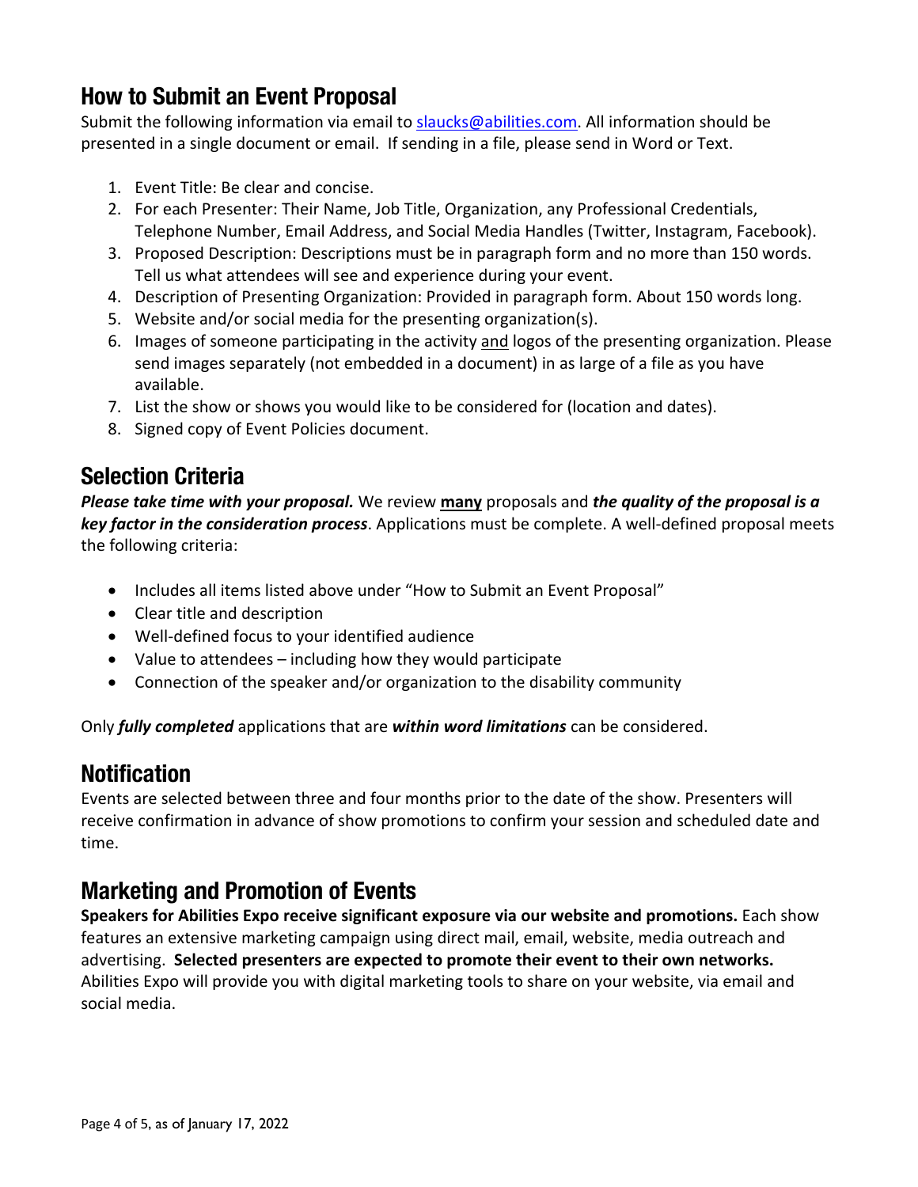## How to Submit an Event Proposal

Submit the following information via email to [slaucks@abilities.com](mailto:slaucks@abilities.com). All information should be presented in a single document or email. If sending in a file, please send in Word or Text.

1. Event Title: Be clear and concise.
2. For each Presenter: Their Name, Job Title, Organization, any Professional Credentials, Telephone Number, Email Address, and Social Media Handles (Twitter, Instagram, Facebook).
3. Proposed Description: Descriptions must be in paragraph form and no more than 150 words. Tell us what attendees will see and experience during your event.
4. Description of Presenting Organization: Provided in paragraph form. About 150 words long.
5. Website and/or social media for the presenting organization(s).
6. Images of someone participating in the activity <u>and</u> logos of the presenting organization. Please send images separately (not embedded in a document) in as large of a file as you have available.
7. List the show or shows you would like to be considered for (location and dates).
8. Signed copy of Event Policies document.

## Selection Criteria

***Please take time with your proposal.*** We review **<u>many</u>** proposals and ***the quality of the proposal is a key factor in the consideration process***. Applications must be complete. A well-defined proposal meets the following criteria:

- Includes all items listed above under "How to Submit an Event Proposal"
- Clear title and description
- Well-defined focus to your identified audience
- Value to attendees – including how they would participate
- Connection of the speaker and/or organization to the disability community

Only ***fully completed*** applications that are ***within word limitations*** can be considered.

## Notification

Events are selected between three and four months prior to the date of the show. Presenters will receive confirmation in advance of show promotions to confirm your session and scheduled date and time.

## Marketing and Promotion of Events

**Speakers for Abilities Expo receive significant exposure via our website and promotions.** Each show features an extensive marketing campaign using direct mail, email, website, media outreach and advertising. **Selected presenters are expected to promote their event to their own networks.** Abilities Expo will provide you with digital marketing tools to share on your website, via email and social media.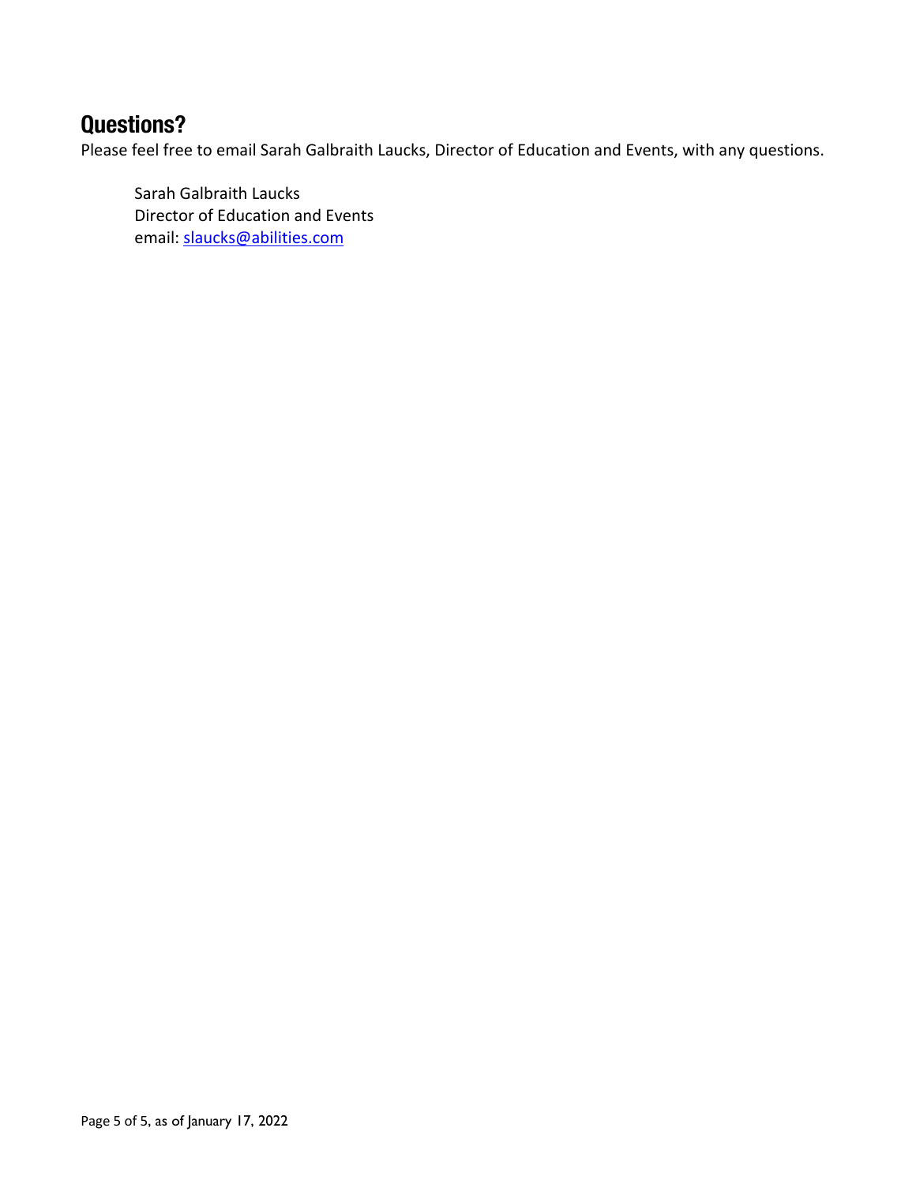## Questions?

Please feel free to email Sarah Galbraith Laucks, Director of Education and Events, with any questions.

Sarah Galbraith Laucks
Director of Education and Events
email: slaucks@abilities.com